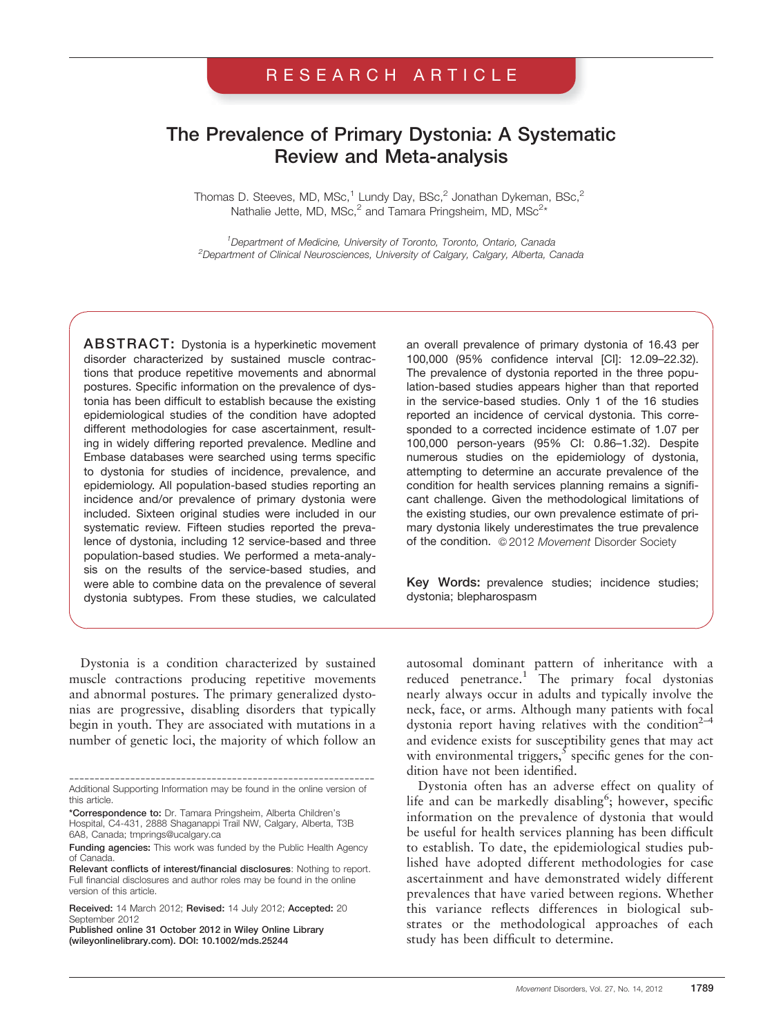RESEARCH ARTICLE

# The Prevalence of Primary Dystonia: A Systematic Review and Meta-analysis

Thomas D. Steeves, MD, MSc,[1] Lundy Day, BSc,[2] Jonathan Dykeman, BSc,[2] Nathalie Jette, MD, MSc,[2] and Tamara Pringsheim, MD, MSc[2*]

[1]Department of Medicine, University of Toronto, Toronto, Ontario, Canada
[2]Department of Clinical Neurosciences, University of Calgary, Calgary, Alberta, Canada

**ABSTRACT:** Dystonia is a hyperkinetic movement disorder characterized by sustained muscle contractions that produce repetitive movements and abnormal postures. Specific information on the prevalence of dystonia has been difficult to establish because the existing epidemiological studies of the condition have adopted different methodologies for case ascertainment, resulting in widely differing reported prevalence. Medline and Embase databases were searched using terms specific to dystonia for studies of incidence, prevalence, and epidemiology. All population-based studies reporting an incidence and/or prevalence of primary dystonia were included. Sixteen original studies were included in our systematic review. Fifteen studies reported the prevalence of dystonia, including 12 service-based and three population-based studies. We performed a meta-analysis on the results of the service-based studies, and were able to combine data on the prevalence of several dystonia subtypes. From these studies, we calculated an overall prevalence of primary dystonia of 16.43 per 100,000 (95% confidence interval [CI]: 12.09–22.32). The prevalence of dystonia reported in the three population-based studies appears higher than that reported in the service-based studies. Only 1 of the 16 studies reported an incidence of cervical dystonia. This corresponded to a corrected incidence estimate of 1.07 per 100,000 person-years (95% CI: 0.86–1.32). Despite numerous studies on the epidemiology of dystonia, attempting to determine an accurate prevalence of the condition for health services planning remains a significant challenge. Given the methodological limitations of the existing studies, our own prevalence estimate of primary dystonia likely underestimates the true prevalence of the condition. © 2012 *Movement* Disorder Society

**Key Words:** prevalence studies; incidence studies; dystonia; blepharospasm

Dystonia is a condition characterized by sustained muscle contractions producing repetitive movements and abnormal postures. The primary generalized dystonias are progressive, disabling disorders that typically begin in youth. They are associated with mutations in a number of genetic loci, the majority of which follow an autosomal dominant pattern of inheritance with a reduced penetrance.[1] The primary focal dystonias nearly always occur in adults and typically involve the neck, face, or arms. Although many patients with focal dystonia report having relatives with the condition[2–4] and evidence exists for susceptibility genes that may act with environmental triggers,[5] specific genes for the condition have not been identified.

Dystonia often has an adverse effect on quality of life and can be markedly disabling[6]; however, specific information on the prevalence of dystonia that would be useful for health services planning has been difficult to establish. To date, the epidemiological studies published have adopted different methodologies for case ascertainment and have demonstrated widely different prevalences that have varied between regions. Whether this variance reflects differences in biological substrates or the methodological approaches of each study has been difficult to determine.

---

Additional Supporting Information may be found in the online version of this article.

*Correspondence to: Dr. Tamara Pringsheim, Alberta Children's Hospital, C4-431, 2888 Shaganappi Trail NW, Calgary, Alberta, T3B 6A8, Canada; tmprings@ucalgary.ca

**Funding agencies:** This work was funded by the Public Health Agency of Canada.

**Relevant conflicts of interest/financial disclosures**: Nothing to report. Full financial disclosures and author roles may be found in the online version of this article.

**Received:** 14 March 2012; **Revised:** 14 July 2012; **Accepted:** 20 September 2012

**Published online 31 October 2012 in Wiley Online Library (wileyonlinelibrary.com). DOI: 10.1002/mds.25244**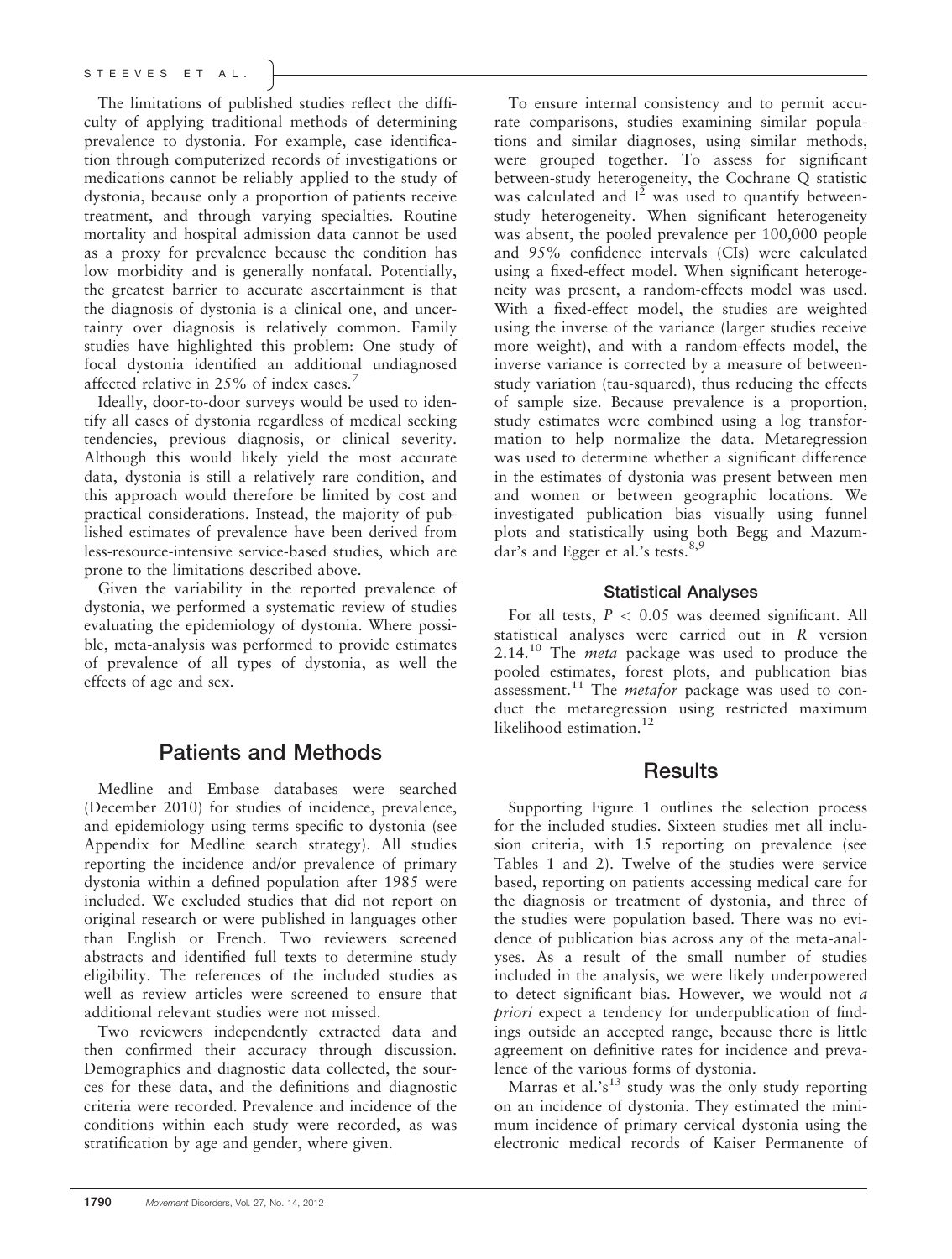The limitations of published studies reflect the difficulty of applying traditional methods of determining prevalence to dystonia. For example, case identification through computerized records of investigations or medications cannot be reliably applied to the study of dystonia, because only a proportion of patients receive treatment, and through varying specialties. Routine mortality and hospital admission data cannot be used as a proxy for prevalence because the condition has low morbidity and is generally nonfatal. Potentially, the greatest barrier to accurate ascertainment is that the diagnosis of dystonia is a clinical one, and uncertainty over diagnosis is relatively common. Family studies have highlighted this problem: One study of focal dystonia identified an additional undiagnosed affected relative in 25% of index cases.[7]

Ideally, door-to-door surveys would be used to identify all cases of dystonia regardless of medical seeking tendencies, previous diagnosis, or clinical severity. Although this would likely yield the most accurate data, dystonia is still a relatively rare condition, and this approach would therefore be limited by cost and practical considerations. Instead, the majority of published estimates of prevalence have been derived from less-resource-intensive service-based studies, which are prone to the limitations described above.

Given the variability in the reported prevalence of dystonia, we performed a systematic review of studies evaluating the epidemiology of dystonia. Where possible, meta-analysis was performed to provide estimates of prevalence of all types of dystonia, as well the effects of age and sex.

## Patients and Methods

Medline and Embase databases were searched (December 2010) for studies of incidence, prevalence, and epidemiology using terms specific to dystonia (see Appendix for Medline search strategy). All studies reporting the incidence and/or prevalence of primary dystonia within a defined population after 1985 were included. We excluded studies that did not report on original research or were published in languages other than English or French. Two reviewers screened abstracts and identified full texts to determine study eligibility. The references of the included studies as well as review articles were screened to ensure that additional relevant studies were not missed.

Two reviewers independently extracted data and then confirmed their accuracy through discussion. Demographics and diagnostic data collected, the sources for these data, and the definitions and diagnostic criteria were recorded. Prevalence and incidence of the conditions within each study were recorded, as was stratification by age and gender, where given.

To ensure internal consistency and to permit accurate comparisons, studies examining similar populations and similar diagnoses, using similar methods, were grouped together. To assess for significant between-study heterogeneity, the Cochrane Q statistic was calculated and $I^2$ was used to quantify between-study heterogeneity. When significant heterogeneity was absent, the pooled prevalence per 100,000 people and 95% confidence intervals (CIs) were calculated using a fixed-effect model. When significant heterogeneity was present, a random-effects model was used. With a fixed-effect model, the studies are weighted using the inverse of the variance (larger studies receive more weight), and with a random-effects model, the inverse variance is corrected by a measure of between-study variation (tau-squared), thus reducing the effects of sample size. Because prevalence is a proportion, study estimates were combined using a log transformation to help normalize the data. Metaregression was used to determine whether a significant difference in the estimates of dystonia was present between men and women or between geographic locations. We investigated publication bias visually using funnel plots and statistically using both Begg and Mazumdar's and Egger et al.'s tests.[8,9]

### Statistical Analyses

For all tests, $P < 0.05$ was deemed significant. All statistical analyses were carried out in *R* version 2.14.[10] The *meta* package was used to produce the pooled estimates, forest plots, and publication bias assessment.[11] The *metafor* package was used to conduct the metaregression using restricted maximum likelihood estimation.[12]

## Results

Supporting Figure 1 outlines the selection process for the included studies. Sixteen studies met all inclusion criteria, with 15 reporting on prevalence (see Tables 1 and 2). Twelve of the studies were service based, reporting on patients accessing medical care for the diagnosis or treatment of dystonia, and three of the studies were population based. There was no evidence of publication bias across any of the meta-analyses. As a result of the small number of studies included in the analysis, we were likely underpowered to detect significant bias. However, we would not *a priori* expect a tendency for underpublication of findings outside an accepted range, because there is little agreement on definitive rates for incidence and prevalence of the various forms of dystonia.

Marras et al.'s[13] study was the only study reporting on an incidence of dystonia. They estimated the minimum incidence of primary cervical dystonia using the electronic medical records of Kaiser Permanente of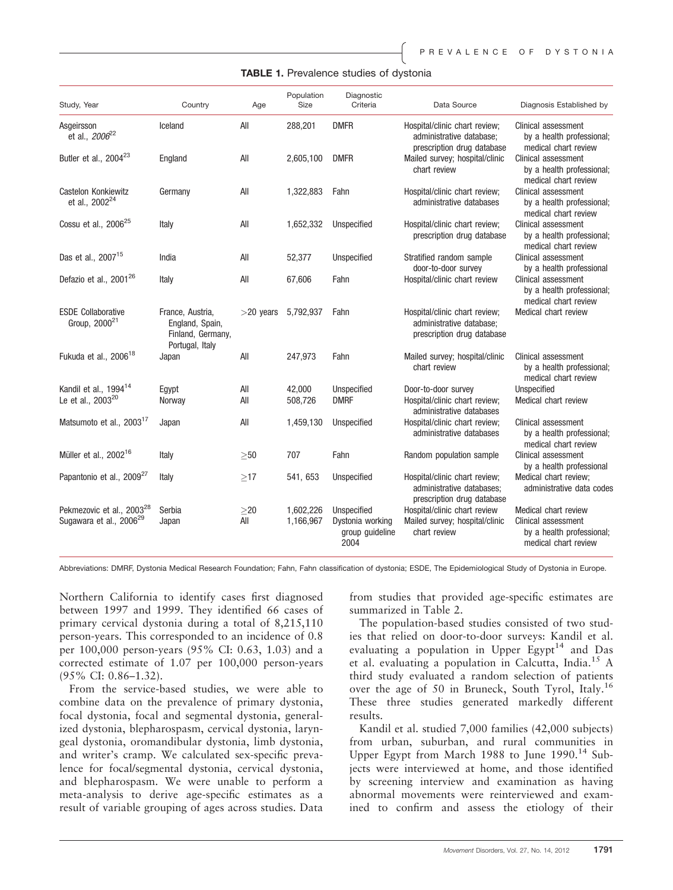**TABLE 1.** Prevalence studies of dystonia

| Study, Year | Country | Age | Population Size | Diagnostic Criteria | Data Source | Diagnosis Established by |
|---|---|---|---|---|---|---|
| Asgeirsson et al., *2006*[22] | Iceland | All | 288,201 | DMFR | Hospital/clinic chart review; administrative database; prescription drug database | Clinical assessment by a health professional; medical chart review |
| Butler et al., 2004[23] | England | All | 2,605,100 | DMFR | Mailed survey; hospital/clinic chart review | Clinical assessment by a health professional; medical chart review |
| Castelon Konkiewitz et al., 2002[24] | Germany | All | 1,322,883 | Fahn | Hospital/clinic chart review; administrative databases | Clinical assessment by a health professional; medical chart review |
| Cossu et al., 2006[25] | Italy | All | 1,652,332 | Unspecified | Hospital/clinic chart review; prescription drug database | Clinical assessment by a health professional; medical chart review |
| Das et al., 2007[15] | India | All | 52,377 | Unspecified | Stratified random sample door-to-door survey | Clinical assessment by a health professional |
| Defazio et al., 2001[26] | Italy | All | 67,606 | Fahn | Hospital/clinic chart review | Clinical assessment by a health professional; medical chart review |
| ESDE Collaborative Group, 2000[21] | France, Austria, England, Spain, Finland, Germany, Portugal, Italy | >20 years | 5,792,937 | Fahn | Hospital/clinic chart review; administrative database; prescription drug database | Medical chart review |
| Fukuda et al., 2006[18] | Japan | All | 247,973 | Fahn | Mailed survey; hospital/clinic chart review | Clinical assessment by a health professional; medical chart review |
| Kandil et al., 1994[14] | Egypt | All | 42,000 | Unspecified | Door-to-door survey | Unspecified |
| Le et al., 2003[20] | Norway | All | 508,726 | DMRF | Hospital/clinic chart review; administrative databases | Medical chart review |
| Matsumoto et al., 2003[17] | Japan | All | 1,459,130 | Unspecified | Hospital/clinic chart review; administrative databases | Clinical assessment by a health professional; medical chart review |
| Müller et al., 2002[16] | Italy | ≥50 | 707 | Fahn | Random population sample | Clinical assessment by a health professional |
| Papantonio et al., 2009[27] | Italy | ≥17 | 541, 653 | Unspecified | Hospital/clinic chart review; administrative databases; prescription drug database | Medical chart review; administrative data codes |
| Pekmezovic et al., 2003[28] | Serbia | ≥20 | 1,602,226 | Unspecified | Hospital/clinic chart review | Medical chart review |
| Sugawara et al., 2006[29] | Japan | All | 1,166,967 | Dystonia working group guideline 2004 | Mailed survey; hospital/clinic chart review | Clinical assessment by a health professional; medical chart review |

Abbreviations: DMRF, Dystonia Medical Research Foundation; Fahn, Fahn classification of dystonia; ESDE, The Epidemiological Study of Dystonia in Europe.

Northern California to identify cases first diagnosed between 1997 and 1999. They identified 66 cases of primary cervical dystonia during a total of 8,215,110 person-years. This corresponded to an incidence of 0.8 per 100,000 person-years (95% CI: 0.63, 1.03) and a corrected estimate of 1.07 per 100,000 person-years (95% CI: 0.86–1.32).

From the service-based studies, we were able to combine data on the prevalence of primary dystonia, focal dystonia, focal and segmental dystonia, generalized dystonia, blepharospasm, cervical dystonia, laryngeal dystonia, oromandibular dystonia, limb dystonia, and writer's cramp. We calculated sex-specific prevalence for focal/segmental dystonia, cervical dystonia, and blepharospasm. We were unable to perform a meta-analysis to derive age-specific estimates as a result of variable grouping of ages across studies. Data from studies that provided age-specific estimates are summarized in Table 2.

The population-based studies consisted of two studies that relied on door-to-door surveys: Kandil et al. evaluating a population in Upper Egypt[14] and Das et al. evaluating a population in Calcutta, India.[15] A third study evaluated a random selection of patients over the age of 50 in Bruneck, South Tyrol, Italy.[16] These three studies generated markedly different results.

Kandil et al. studied 7,000 families (42,000 subjects) from urban, suburban, and rural communities in Upper Egypt from March 1988 to June 1990.[14] Subjects were interviewed at home, and those identified by screening interview and examination as having abnormal movements were reinterviewed and examined to confirm and assess the etiology of their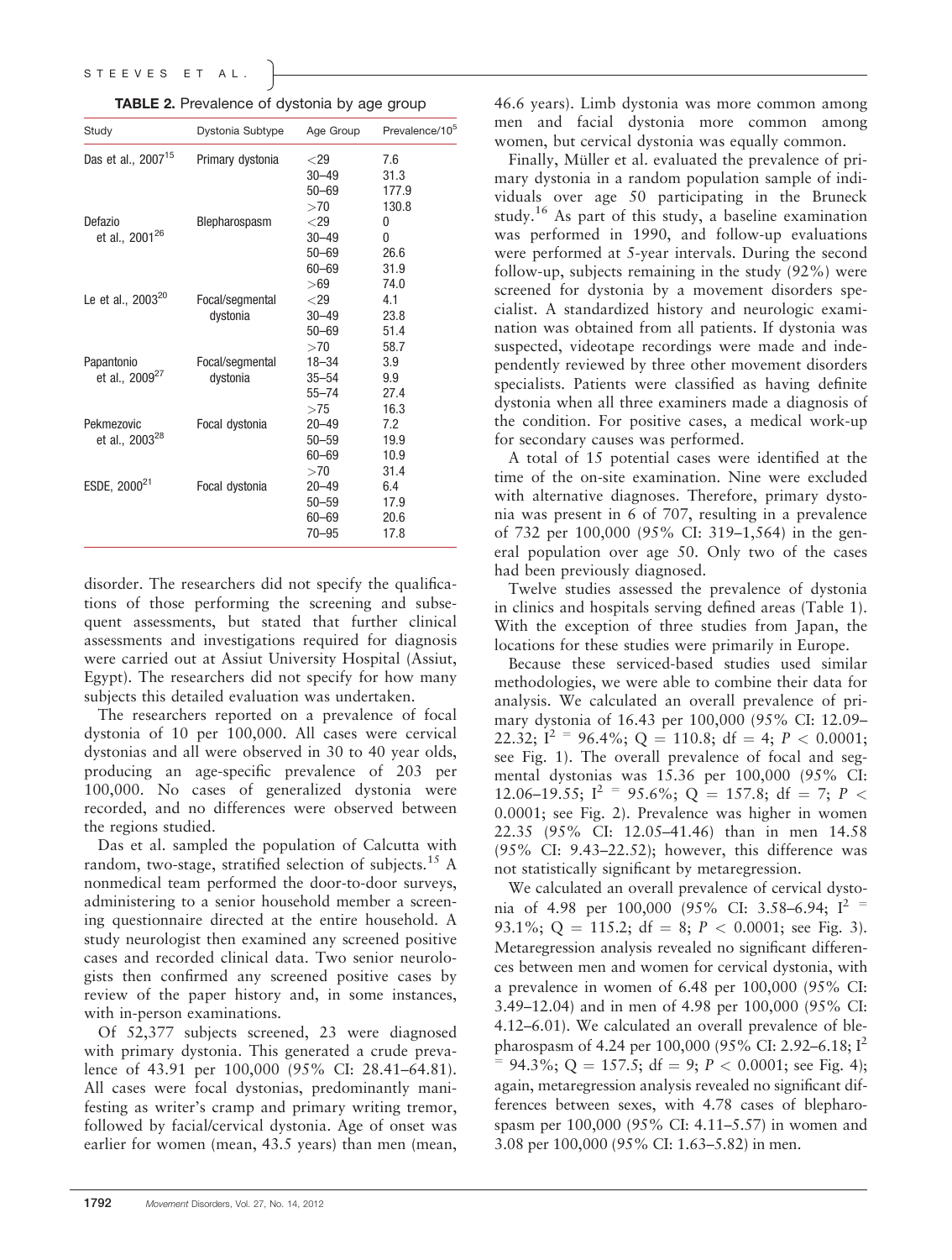**TABLE 2.** Prevalence of dystonia by age group

| Study | Dystonia Subtype | Age Group | Prevalence/$10^5$ |
|---|---|---|---|
| Das et al., 2007[15] | Primary dystonia | <29 | 7.6 |
| | | 30–49 | 31.3 |
| | | 50–69 | 177.9 |
| | | >70 | 130.8 |
| Defazio et al., 2001[26] | Blepharospasm | <29 | 0 |
| | | 30–49 | 0 |
| | | 50–69 | 26.6 |
| | | 60–69 | 31.9 |
| | | >69 | 74.0 |
| Le et al., 2003[20] | Focal/segmental dystonia | <29 | 4.1 |
| | | 30–49 | 23.8 |
| | | 50–69 | 51.4 |
| | | >70 | 58.7 |
| Papantonio et al., 2009[27] | Focal/segmental dystonia | 18–34 | 3.9 |
| | | 35–54 | 9.9 |
| | | 55–74 | 27.4 |
| | | >75 | 16.3 |
| Pekmezovic et al., 2003[28] | Focal dystonia | 20–49 | 7.2 |
| | | 50–59 | 19.9 |
| | | 60–69 | 10.9 |
| | | >70 | 31.4 |
| ESDE, 2000[21] | Focal dystonia | 20–49 | 6.4 |
| | | 50–59 | 17.9 |
| | | 60–69 | 20.6 |
| | | 70–95 | 17.8 |

disorder. The researchers did not specify the qualifications of those performing the screening and subsequent assessments, but stated that further clinical assessments and investigations required for diagnosis were carried out at Assiut University Hospital (Assiut, Egypt). The researchers did not specify for how many subjects this detailed evaluation was undertaken.

The researchers reported on a prevalence of focal dystonia of 10 per 100,000. All cases were cervical dystonias and all were observed in 30 to 40 year olds, producing an age-specific prevalence of 203 per 100,000. No cases of generalized dystonia were recorded, and no differences were observed between the regions studied.

Das et al. sampled the population of Calcutta with random, two-stage, stratified selection of subjects.[15] A nonmedical team performed the door-to-door surveys, administering to a senior household member a screening questionnaire directed at the entire household. A study neurologist then examined any screened positive cases and recorded clinical data. Two senior neurologists then confirmed any screened positive cases by review of the paper history and, in some instances, with in-person examinations.

Of 52,377 subjects screened, 23 were diagnosed with primary dystonia. This generated a crude prevalence of 43.91 per 100,000 (95% CI: 28.41–64.81). All cases were focal dystonias, predominantly manifesting as writer's cramp and primary writing tremor, followed by facial/cervical dystonia. Age of onset was earlier for women (mean, 43.5 years) than men (mean, 46.6 years). Limb dystonia was more common among men and facial dystonia more common among women, but cervical dystonia was equally common.

Finally, Müller et al. evaluated the prevalence of primary dystonia in a random population sample of individuals over age 50 participating in the Bruneck study.[16] As part of this study, a baseline examination was performed in 1990, and follow-up evaluations were performed at 5-year intervals. During the second follow-up, subjects remaining in the study (92%) were screened for dystonia by a movement disorders specialist. A standardized history and neurologic examination was obtained from all patients. If dystonia was suspected, videotape recordings were made and independently reviewed by three other movement disorders specialists. Patients were classified as having definite dystonia when all three examiners made a diagnosis of the condition. For positive cases, a medical work-up for secondary causes was performed.

A total of 15 potential cases were identified at the time of the on-site examination. Nine were excluded with alternative diagnoses. Therefore, primary dystonia was present in 6 of 707, resulting in a prevalence of 732 per 100,000 (95% CI: 319–1,564) in the general population over age 50. Only two of the cases had been previously diagnosed.

Twelve studies assessed the prevalence of dystonia in clinics and hospitals serving defined areas (Table 1). With the exception of three studies from Japan, the locations for these studies were primarily in Europe.

Because these serviced-based studies used similar methodologies, we were able to combine their data for analysis. We calculated an overall prevalence of primary dystonia of 16.43 per 100,000 (95% CI: 12.09–22.32; $I^2 = 96.4\%$; $Q = 110.8$; $df = 4$; $P < 0.0001$; see Fig. 1). The overall prevalence of focal and segmental dystonias was 15.36 per 100,000 (95% CI: 12.06–19.55; $I^2 = 95.6\%$; $Q = 157.8$; $df = 7$; $P < 0.0001$; see Fig. 2). Prevalence was higher in women 22.35 (95% CI: 12.05–41.46) than in men 14.58 (95% CI: 9.43–22.52); however, this difference was not statistically significant by metaregression.

We calculated an overall prevalence of cervical dystonia of 4.98 per 100,000 (95% CI: 3.58–6.94; $I^2 = 93.1\%$; $Q = 115.2$; $df = 8$; $P < 0.0001$; see Fig. 3). Metaregression analysis revealed no significant differences between men and women for cervical dystonia, with a prevalence in women of 6.48 per 100,000 (95% CI: 3.49–12.04) and in men of 4.98 per 100,000 (95% CI: 4.12–6.01). We calculated an overall prevalence of blepharospasm of 4.24 per 100,000 (95% CI: 2.92–6.18; $I^2 = 94.3\%$; $Q = 157.5$; $df = 9$; $P < 0.0001$; see Fig. 4); again, metaregression analysis revealed no significant differences between sexes, with 4.78 cases of blepharospasm per 100,000 (95% CI: 4.11–5.57) in women and 3.08 per 100,000 (95% CI: 1.63–5.82) in men.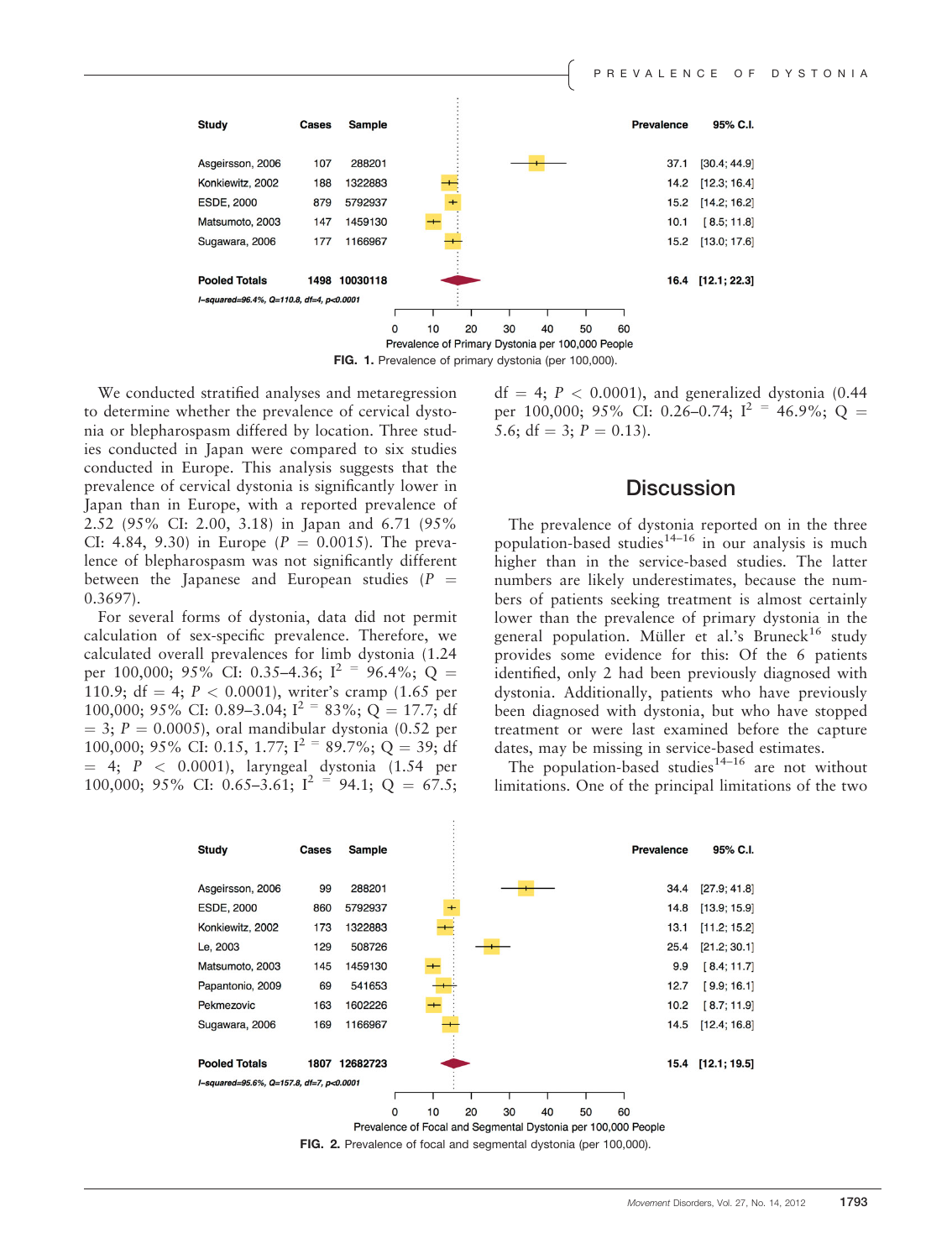| Study | Cases | Sample | Prevalence | 95% C.I. |
|---|---|---|---|---|
| Asgeirsson, 2006 | 107 | 288201 | 37.1 | [30.4; 44.9] |
| Konkiewitz, 2002 | 188 | 1322883 | 14.2 | [12.3; 16.4] |
| ESDE, 2000 | 879 | 5792937 | 15.2 | [14.2; 16.2] |
| Matsumoto, 2003 | 147 | 1459130 | 10.1 | [ 8.5; 11.8] |
| Sugawara, 2006 | 177 | 1166967 | 15.2 | [13.0; 17.6] |
| **Pooled Totals** | **1498** | **10030118** | **16.4** | **[12.1; 22.3]** |

*I-squared=96.4%, Q=110.8, df=4, p<0.0001*

Prevalence of Primary Dystonia per 100,000 People

**FIG. 1.** Prevalence of primary dystonia (per 100,000).

We conducted stratified analyses and metaregression to determine whether the prevalence of cervical dystonia or blepharospasm differed by location. Three studies conducted in Japan were compared to six studies conducted in Europe. This analysis suggests that the prevalence of cervical dystonia is significantly lower in Japan than in Europe, with a reported prevalence of 2.52 (95% CI: 2.00, 3.18) in Japan and 6.71 (95% CI: 4.84, 9.30) in Europe ($P = 0.0015$). The prevalence of blepharospasm was not significantly different between the Japanese and European studies ($P = 0.3697$).

For several forms of dystonia, data did not permit calculation of sex-specific prevalence. Therefore, we calculated overall prevalences for limb dystonia (1.24 per 100,000; 95% CI: 0.35–4.36; $I^2 = 96.4\%$; $Q = 110.9$; df = 4; $P < 0.0001$), writer's cramp (1.65 per 100,000; 95% CI: 0.89–3.04; $I^2 = 83\%$; $Q = 17.7$; df = 3; $P = 0.0005$), oral mandibular dystonia (0.52 per 100,000; 95% CI: 0.15, 1.77; $I^2 = 89.7\%$; $Q = 39$; df = 4; $P < 0.0001$), laryngeal dystonia (1.54 per 100,000; 95% CI: 0.65–3.61; $I^2 = 94.1$; $Q = 67.5$; df = 4; $P < 0.0001$), and generalized dystonia (0.44 per 100,000; 95% CI: 0.26–0.74; $I^2 = 46.9\%$; $Q = 5.6$; df = 3; $P = 0.13$).

## Discussion

The prevalence of dystonia reported on in the three population-based studies[14–16] in our analysis is much higher than in the service-based studies. The latter numbers are likely underestimates, because the numbers of patients seeking treatment is almost certainly lower than the prevalence of primary dystonia in the general population. Müller et al.'s Bruneck[16] study provides some evidence for this: Of the 6 patients identified, only 2 had been previously diagnosed with dystonia. Additionally, patients who have previously been diagnosed with dystonia, but who have stopped treatment or were last examined before the capture dates, may be missing in service-based estimates.

The population-based studies[14–16] are not without limitations. One of the principal limitations of the two

| Study | Cases | Sample | Prevalence | 95% C.I. |
|---|---|---|---|---|
| Asgeirsson, 2006 | 99 | 288201 | 34.4 | [27.9; 41.8] |
| ESDE, 2000 | 860 | 5792937 | 14.8 | [13.9; 15.9] |
| Konkiewitz, 2002 | 173 | 1322883 | 13.1 | [11.2; 15.2] |
| Le, 2003 | 129 | 508726 | 25.4 | [21.2; 30.1] |
| Matsumoto, 2003 | 145 | 1459130 | 9.9 | [ 8.4; 11.7] |
| Papantonio, 2009 | 69 | 541653 | 12.7 | [ 9.9; 16.1] |
| Pekmezovic | 163 | 1602226 | 10.2 | [ 8.7; 11.9] |
| Sugawara, 2006 | 169 | 1166967 | 14.5 | [12.4; 16.8] |
| **Pooled Totals** | **1807** | **12682723** | **15.4** | **[12.1; 19.5]** |

*I-squared=95.6%, Q=157.8, df=7, p<0.0001*

Prevalence of Focal and Segmental Dystonia per 100,000 People

**FIG. 2.** Prevalence of focal and segmental dystonia (per 100,000).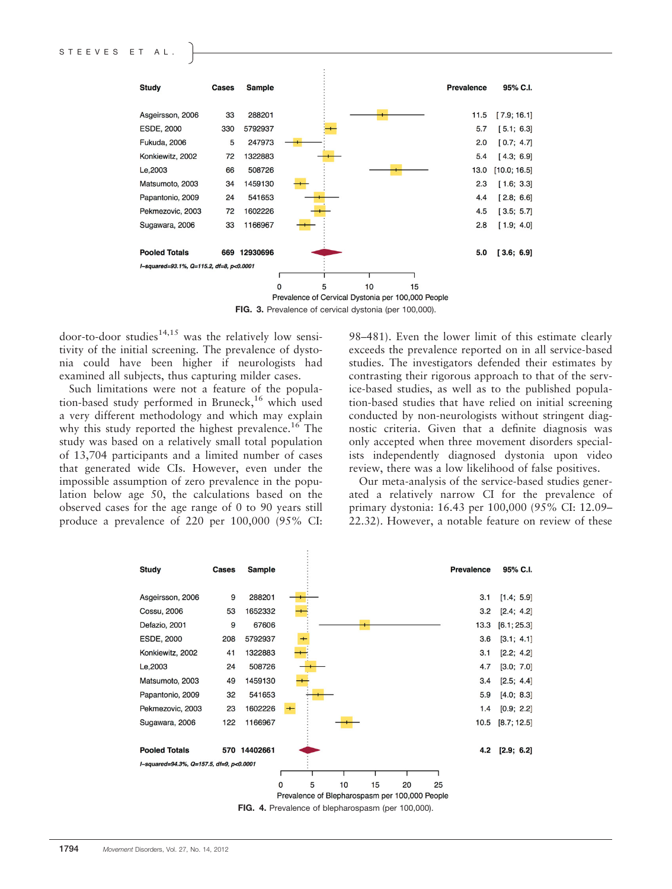| Study | Cases | Sample | Prevalence | 95% C.I. |
|---|---|---|---|---|
| Asgeirsson, 2006 | 33 | 288201 | 11.5 | [ 7.9; 16.1] |
| ESDE, 2000 | 330 | 5792937 | 5.7 | [ 5.1; 6.3] |
| Fukuda, 2006 | 5 | 247973 | 2.0 | [ 0.7; 4.7] |
| Konkiewitz, 2002 | 72 | 1322883 | 5.4 | [ 4.3; 6.9] |
| Le,2003 | 66 | 508726 | 13.0 | [10.0; 16.5] |
| Matsumoto, 2003 | 34 | 1459130 | 2.3 | [ 1.6; 3.3] |
| Papantonio, 2009 | 24 | 541653 | 4.4 | [ 2.8; 6.6] |
| Pekmezovic, 2003 | 72 | 1602226 | 4.5 | [ 3.5; 5.7] |
| Sugawara, 2006 | 33 | 1166967 | 2.8 | [ 1.9; 4.0] |
| **Pooled Totals** | **669** | **12930696** | **5.0** | **[ 3.6; 6.9]** |

*I-squared=93.1%, Q=115.2, df=8, p<0.0001*

Prevalence of Cervical Dystonia per 100,000 People

**FIG. 3.** Prevalence of cervical dystonia (per 100,000).

door-to-door studies[14,15] was the relatively low sensitivity of the initial screening. The prevalence of dystonia could have been higher if neurologists had examined all subjects, thus capturing milder cases.

Such limitations were not a feature of the population-based study performed in Bruneck,[16] which used a very different methodology and which may explain why this study reported the highest prevalence.[16] The study was based on a relatively small total population of 13,704 participants and a limited number of cases that generated wide CIs. However, even under the impossible assumption of zero prevalence in the population below age 50, the calculations based on the observed cases for the age range of 0 to 90 years still produce a prevalence of 220 per 100,000 (95% CI: 98–481). Even the lower limit of this estimate clearly exceeds the prevalence reported on in all service-based studies. The investigators defended their estimates by contrasting their rigorous approach to that of the service-based studies, as well as to the published population-based studies that have relied on initial screening conducted by non-neurologists without stringent diagnostic criteria. Given that a definite diagnosis was only accepted when three movement disorders specialists independently diagnosed dystonia upon video review, there was a low likelihood of false positives.

Our meta-analysis of the service-based studies generated a relatively narrow CI for the prevalence of primary dystonia: 16.43 per 100,000 (95% CI: 12.09–22.32). However, a notable feature on review of these

| Study | Cases | Sample | Prevalence | 95% C.I. |
|---|---|---|---|---|
| Asgeirsson, 2006 | 9 | 288201 | 3.1 | [1.4; 5.9] |
| Cossu, 2006 | 53 | 1652332 | 3.2 | [2.4; 4.2] |
| Defazio, 2001 | 9 | 67606 | 13.3 | [6.1; 25.3] |
| ESDE, 2000 | 208 | 5792937 | 3.6 | [3.1; 4.1] |
| Konkiewitz, 2002 | 41 | 1322883 | 3.1 | [2.2; 4.2] |
| Le,2003 | 24 | 508726 | 4.7 | [3.0; 7.0] |
| Matsumoto, 2003 | 49 | 1459130 | 3.4 | [2.5; 4.4] |
| Papantonio, 2009 | 32 | 541653 | 5.9 | [4.0; 8.3] |
| Pekmezovic, 2003 | 23 | 1602226 | 1.4 | [0.9; 2.2] |
| Sugawara, 2006 | 122 | 1166967 | 10.5 | [8.7; 12.5] |
| **Pooled Totals** | **570** | **14402661** | **4.2** | **[2.9; 6.2]** |

*I-squared=94.3%, Q=157.5, df=9, p<0.0001*

Prevalence of Blepharospasm per 100,000 People

**FIG. 4.** Prevalence of blepharospasm (per 100,000).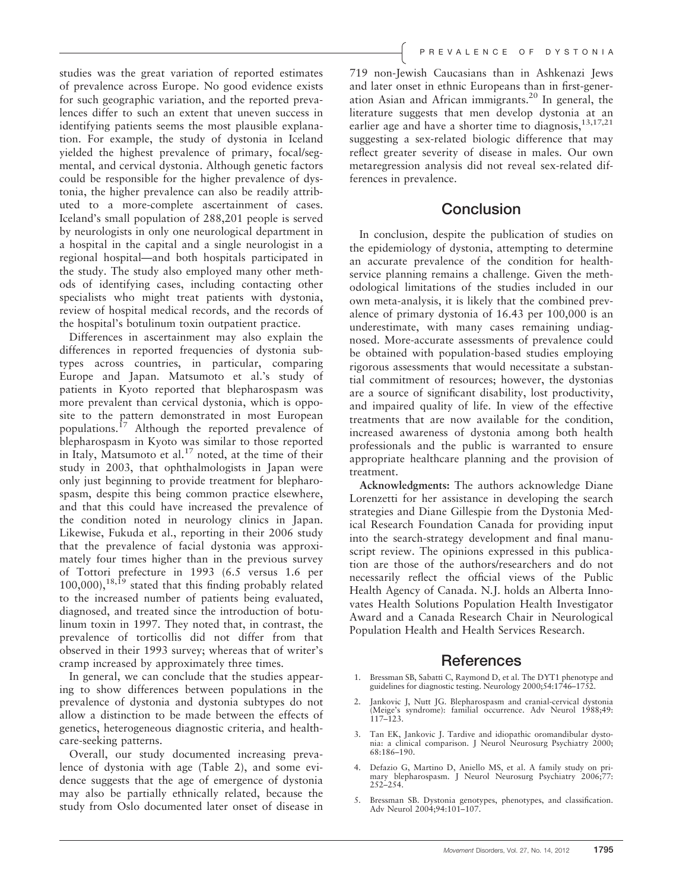studies was the great variation of reported estimates of prevalence across Europe. No good evidence exists for such geographic variation, and the reported prevalences differ to such an extent that uneven success in identifying patients seems the most plausible explanation. For example, the study of dystonia in Iceland yielded the highest prevalence of primary, focal/segmental, and cervical dystonia. Although genetic factors could be responsible for the higher prevalence of dystonia, the higher prevalence can also be readily attributed to a more-complete ascertainment of cases. Iceland's small population of 288,201 people is served by neurologists in only one neurological department in a hospital in the capital and a single neurologist in a regional hospital—and both hospitals participated in the study. The study also employed many other methods of identifying cases, including contacting other specialists who might treat patients with dystonia, review of hospital medical records, and the records of the hospital's botulinum toxin outpatient practice.

Differences in ascertainment may also explain the differences in reported frequencies of dystonia subtypes across countries, in particular, comparing Europe and Japan. Matsumoto et al.'s study of patients in Kyoto reported that blepharospasm was more prevalent than cervical dystonia, which is opposite to the pattern demonstrated in most European populations.[17] Although the reported prevalence of blepharospasm in Kyoto was similar to those reported in Italy, Matsumoto et al.[17] noted, at the time of their study in 2003, that ophthalmologists in Japan were only just beginning to provide treatment for blepharospasm, despite this being common practice elsewhere, and that this could have increased the prevalence of the condition noted in neurology clinics in Japan. Likewise, Fukuda et al., reporting in their 2006 study that the prevalence of facial dystonia was approximately four times higher than in the previous survey of Tottori prefecture in 1993 (6.5 versus 1.6 per 100,000),[18,19] stated that this finding probably related to the increased number of patients being evaluated, diagnosed, and treated since the introduction of botulinum toxin in 1997. They noted that, in contrast, the prevalence of torticollis did not differ from that observed in their 1993 survey; whereas that of writer's cramp increased by approximately three times.

In general, we can conclude that the studies appearing to show differences between populations in the prevalence of dystonia and dystonia subtypes do not allow a distinction to be made between the effects of genetics, heterogeneous diagnostic criteria, and healthcare-seeking patterns.

Overall, our study documented increasing prevalence of dystonia with age (Table 2), and some evidence suggests that the age of emergence of dystonia may also be partially ethnically related, because the study from Oslo documented later onset of disease in 719 non-Jewish Caucasians than in Ashkenazi Jews and later onset in ethnic Northern Europeans than in first-generation Asian and African immigrants.[20] In general, the literature suggests that men develop dystonia at an earlier age and have a shorter time to diagnosis,[13,17,21] suggesting a sex-related biologic difference that may reflect greater severity of disease in males. Our own metaregression analysis did not reveal sex-related differences in prevalence.

## Conclusion

In conclusion, despite the publication of studies on the epidemiology of dystonia, attempting to determine an accurate prevalence of the condition for health-service planning remains a challenge. Given the methodological limitations of the studies included in our own meta-analysis, it is likely that the combined prevalence of primary dystonia of 16.43 per 100,000 is an underestimate, with many cases remaining undiagnosed. More-accurate assessments of prevalence could be obtained with population-based studies employing rigorous assessments that would necessitate a substantial commitment of resources; however, the dystonias are a source of significant disability, lost productivity, and impaired quality of life. In view of the effective treatments that are now available for the condition, increased awareness of dystonia among both health professionals and the public is warranted to ensure appropriate healthcare planning and the provision of treatment.

**Acknowledgments:** The authors acknowledge Diane Lorenzetti for her assistance in developing the search strategies and Diane Gillespie from the Dystonia Medical Research Foundation Canada for providing input into the search-strategy development and final manuscript review. The opinions expressed in this publication are those of the authors/researchers and do not necessarily reflect the official views of the Public Health Agency of Canada. N.J. holds an Alberta Innovates Health Solutions Population Health Investigator Award and a Canada Research Chair in Neurological Population Health and Health Services Research.

## References

1. Bressman SB, Sabatti C, Raymond D, et al. The DYT1 phenotype and guidelines for diagnostic testing. Neurology 2000;54:1746–1752.
2. Jankovic J, Nutt JG. Blepharospasm and cranial-cervical dystonia (Meige's syndrome): familial occurrence. Adv Neurol 1988;49: 117–123.
3. Tan EK, Jankovic J. Tardive and idiopathic oromandibular dystonia: a clinical comparison. J Neurol Neurosurg Psychiatry 2000; 68:186–190.
4. Defazio G, Martino D, Aniello MS, et al. A family study on primary blepharospasm. J Neurol Neurosurg Psychiatry 2006;77: 252–254.
5. Bressman SB. Dystonia genotypes, phenotypes, and classification. Adv Neurol 2004;94:101–107.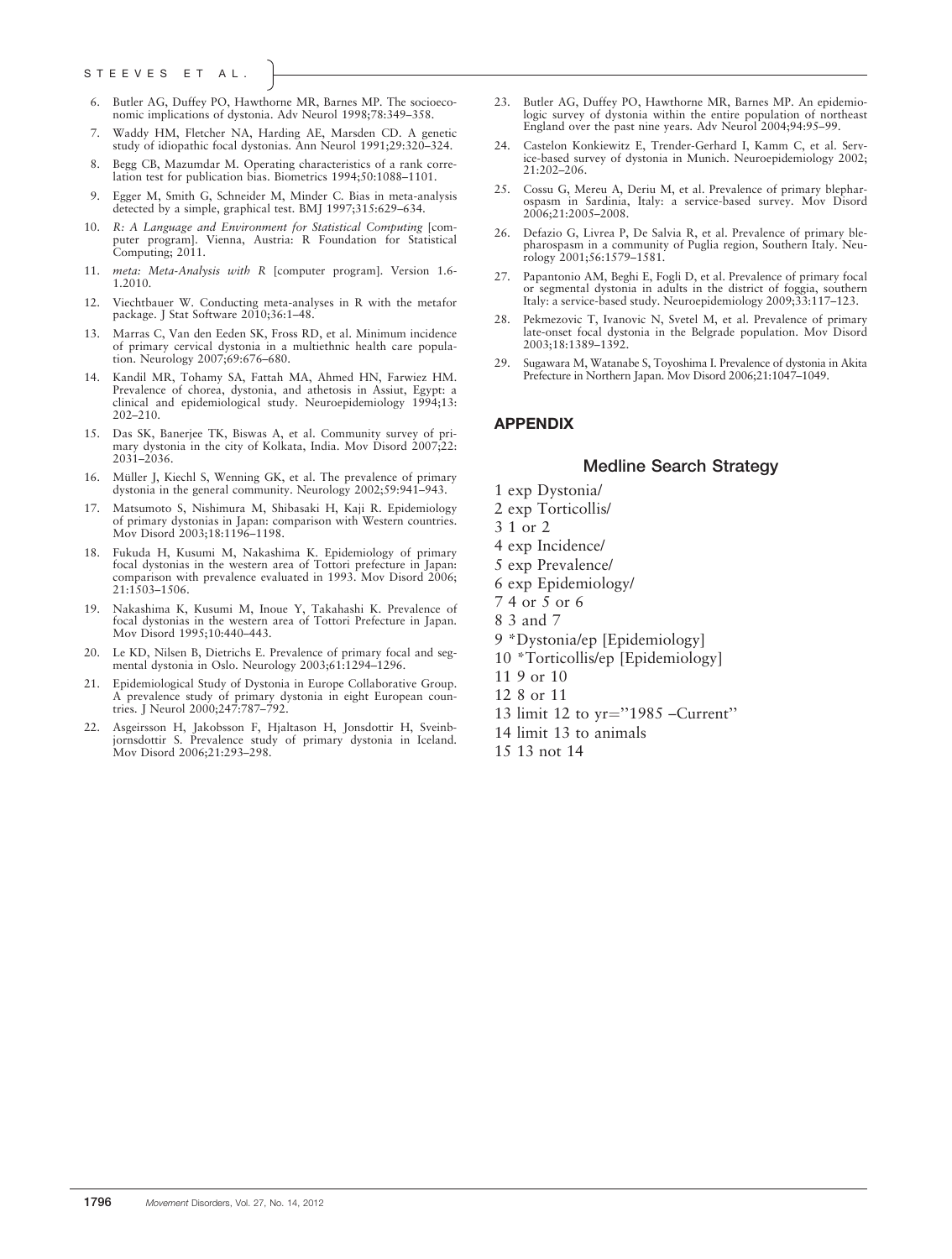6. Butler AG, Duffey PO, Hawthorne MR, Barnes MP. The socioeconomic implications of dystonia. Adv Neurol 1998;78:349–358.
7. Waddy HM, Fletcher NA, Harding AE, Marsden CD. A genetic study of idiopathic focal dystonias. Ann Neurol 1991;29:320–324.
8. Begg CB, Mazumdar M. Operating characteristics of a rank correlation test for publication bias. Biometrics 1994;50:1088–1101.
9. Egger M, Smith G, Schneider M, Minder C. Bias in meta-analysis detected by a simple, graphical test. BMJ 1997;315:629–634.
10. *R: A Language and Environment for Statistical Computing* [computer program]. Vienna, Austria: R Foundation for Statistical Computing; 2011.
11. *meta: Meta-Analysis with R* [computer program]. Version 1.6-1.2010.
12. Viechtbauer W. Conducting meta-analyses in R with the metafor package. J Stat Software 2010;36:1–48.
13. Marras C, Van den Eeden SK, Fross RD, et al. Minimum incidence of primary cervical dystonia in a multiethnic health care population. Neurology 2007;69:676–680.
14. Kandil MR, Tohamy SA, Fattah MA, Ahmed HN, Farwiez HM. Prevalence of chorea, dystonia, and athetosis in Assiut, Egypt: a clinical and epidemiological study. Neuroepidemiology 1994;13:202–210.
15. Das SK, Banerjee TK, Biswas A, et al. Community survey of primary dystonia in the city of Kolkata, India. Mov Disord 2007;22:2031–2036.
16. Müller J, Kiechl S, Wenning GK, et al. The prevalence of primary dystonia in the general community. Neurology 2002;59:941–943.
17. Matsumoto S, Nishimura M, Shibasaki H, Kaji R. Epidemiology of primary dystonias in Japan: comparison with Western countries. Mov Disord 2003;18:1196–1198.
18. Fukuda H, Kusumi M, Nakashima K. Epidemiology of primary focal dystonias in the western area of Tottori prefecture in Japan: comparison with prevalence evaluated in 1993. Mov Disord 2006;21:1503–1506.
19. Nakashima K, Kusumi M, Inoue Y, Takahashi K. Prevalence of focal dystonias in the western area of Tottori Prefecture in Japan. Mov Disord 1995;10:440–443.
20. Le KD, Nilsen B, Dietrichs E. Prevalence of primary focal and segmental dystonia in Oslo. Neurology 2003;61:1294–1296.
21. Epidemiological Study of Dystonia in Europe Collaborative Group. A prevalence study of primary dystonia in eight European countries. J Neurol 2000;247:787–792.
22. Asgeirsson H, Jakobsson F, Hjaltason H, Jonsdottir H, Sveinbjornsdottir S. Prevalence study of primary dystonia in Iceland. Mov Disord 2006;21:293–298.
23. Butler AG, Duffey PO, Hawthorne MR, Barnes MP. An epidemiologic survey of dystonia within the entire population of northeast England over the past nine years. Adv Neurol 2004;94:95–99.
24. Castelon Konkiewitz E, Trender-Gerhard I, Kamm C, et al. Service-based survey of dystonia in Munich. Neuroepidemiology 2002;21:202–206.
25. Cossu G, Mereu A, Deriu M, et al. Prevalence of primary blepharospasm in Sardinia, Italy: a service-based survey. Mov Disord 2006;21:2005–2008.
26. Defazio G, Livrea P, De Salvia R, et al. Prevalence of primary blepharospasm in a community of Puglia region, Southern Italy. Neurology 2001;56:1579–1581.
27. Papantonio AM, Beghi E, Fogli D, et al. Prevalence of primary focal or segmental dystonia in adults in the district of foggia, southern Italy: a service-based study. Neuroepidemiology 2009;33:117–123.
28. Pekmezovic T, Ivanovic N, Svetel M, et al. Prevalence of primary late-onset focal dystonia in the Belgrade population. Mov Disord 2003;18:1389–1392.
29. Sugawara M, Watanabe S, Toyoshima I. Prevalence of dystonia in Akita Prefecture in Northern Japan. Mov Disord 2006;21:1047–1049.

## APPENDIX

### Medline Search Strategy

1 exp Dystonia/
2 exp Torticollis/
3 1 or 2
4 exp Incidence/
5 exp Prevalence/
6 exp Epidemiology/
7 4 or 5 or 6
8 3 and 7
9 *Dystonia/ep [Epidemiology]
10 *Torticollis/ep [Epidemiology]
11 9 or 10
12 8 or 11
13 limit 12 to yr="1985 –Current"
14 limit 13 to animals
15 13 not 14